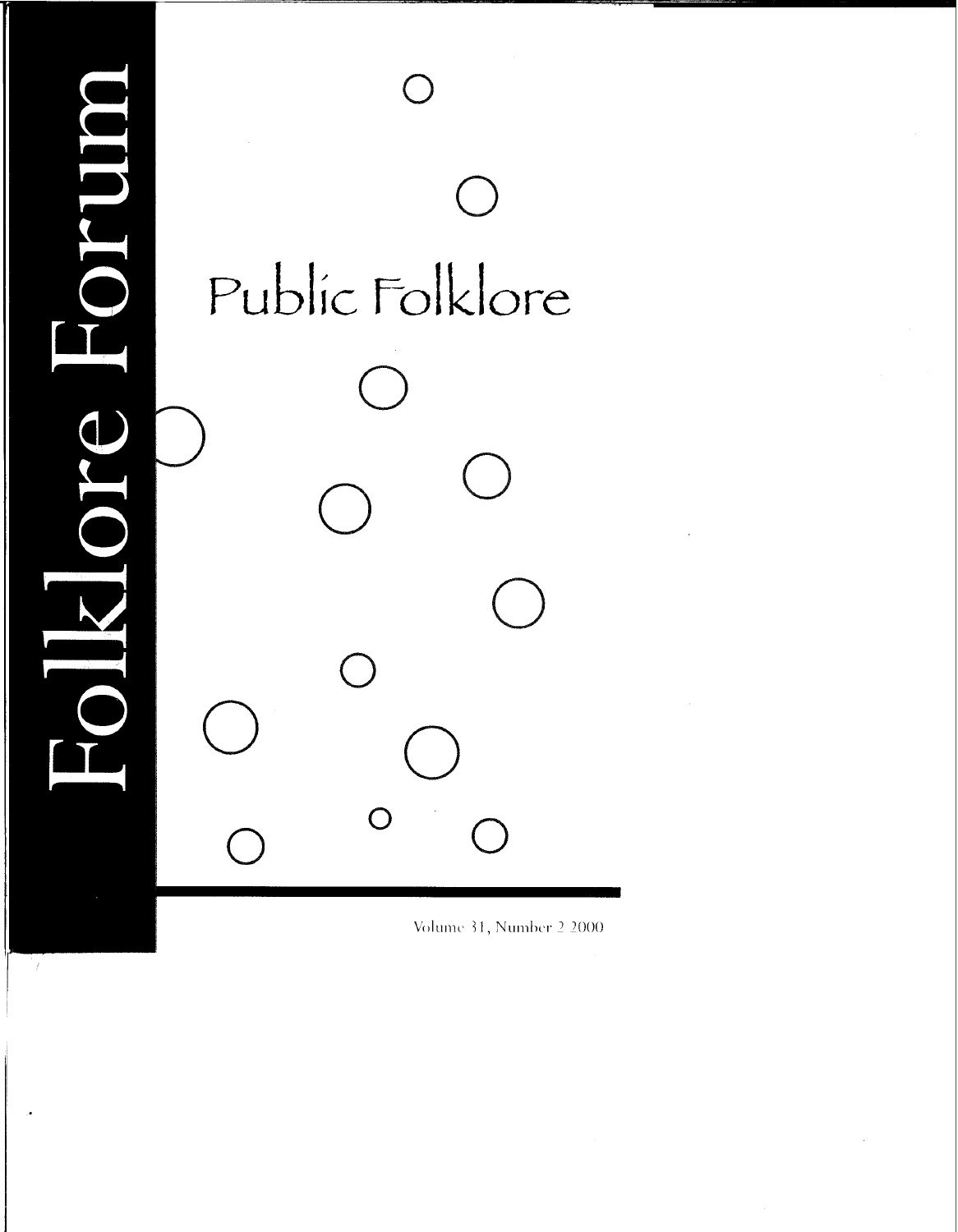# Folklore Forum

## Public Folklore

Volume 31, Number 2 2000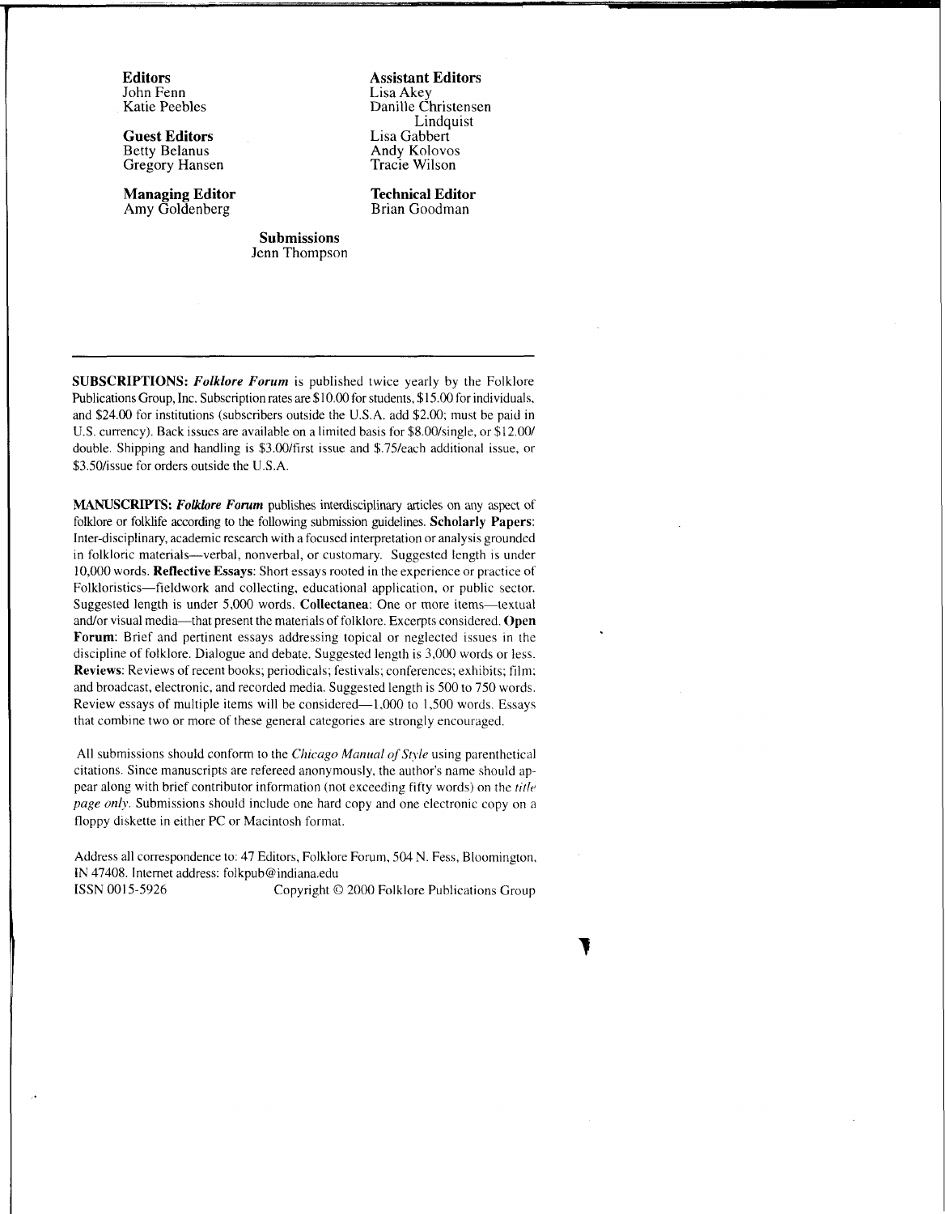**Editors**
John Fenn
Katie Peebles

**Guest Editors**
Betty Belanus
Gregory Hansen

**Managing Editor**
Amy Goldenberg

**Assistant Editors**
Lisa Akey
Danille Christensen Lindquist
Lisa Gabbert
Andy Kolovos
Tracie Wilson

**Technical Editor**
Brian Goodman

**Submissions**
Jenn Thompson

---

**SUBSCRIPTIONS:** ***Folklore Forum*** is published twice yearly by the Folklore Publications Group, Inc. Subscription rates are $10.00 for students, $15.00 for individuals, and $24.00 for institutions (subscribers outside the U.S.A. add $2.00; must be paid in U.S. currency). Back issues are available on a limited basis for $8.00/single, or $12.00/double. Shipping and handling is $3.00/first issue and $.75/each additional issue, or $3.50/issue for orders outside the U.S.A.

**MANUSCRIPTS:** ***Folklore Forum*** publishes interdisciplinary articles on any aspect of folklore or folklife according to the following submission guidelines. **Scholarly Papers**: Inter-disciplinary, academic research with a focused interpretation or analysis grounded in folkloric materials—verbal, nonverbal, or customary. Suggested length is under 10,000 words. **Reflective Essays**: Short essays rooted in the experience or practice of Folkloristics—fieldwork and collecting, educational application, or public sector. Suggested length is under 5,000 words. **Collectanea**: One or more items—textual and/or visual media—that present the materials of folklore. Excerpts considered. **Open Forum**: Brief and pertinent essays addressing topical or neglected issues in the discipline of folklore. Dialogue and debate. Suggested length is 3,000 words or less. **Reviews**: Reviews of recent books; periodicals; festivals; conferences; exhibits; film; and broadcast, electronic, and recorded media. Suggested length is 500 to 750 words. Review essays of multiple items will be considered—1,000 to 1,500 words. Essays that combine two or more of these general categories are strongly encouraged.

All submissions should conform to the *Chicago Manual of Style* using parenthetical citations. Since manuscripts are refereed anonymously, the author's name should appear along with brief contributor information (not exceeding fifty words) on the *title page only*. Submissions should include one hard copy and one electronic copy on a floppy diskette in either PC or Macintosh format.

Address all correspondence to: 47 Editors, Folklore Forum, 504 N. Fess, Bloomington, IN 47408. Internet address: folkpub@indiana.edu
ISSN 0015-5926 Copyright © 2000 Folklore Publications Group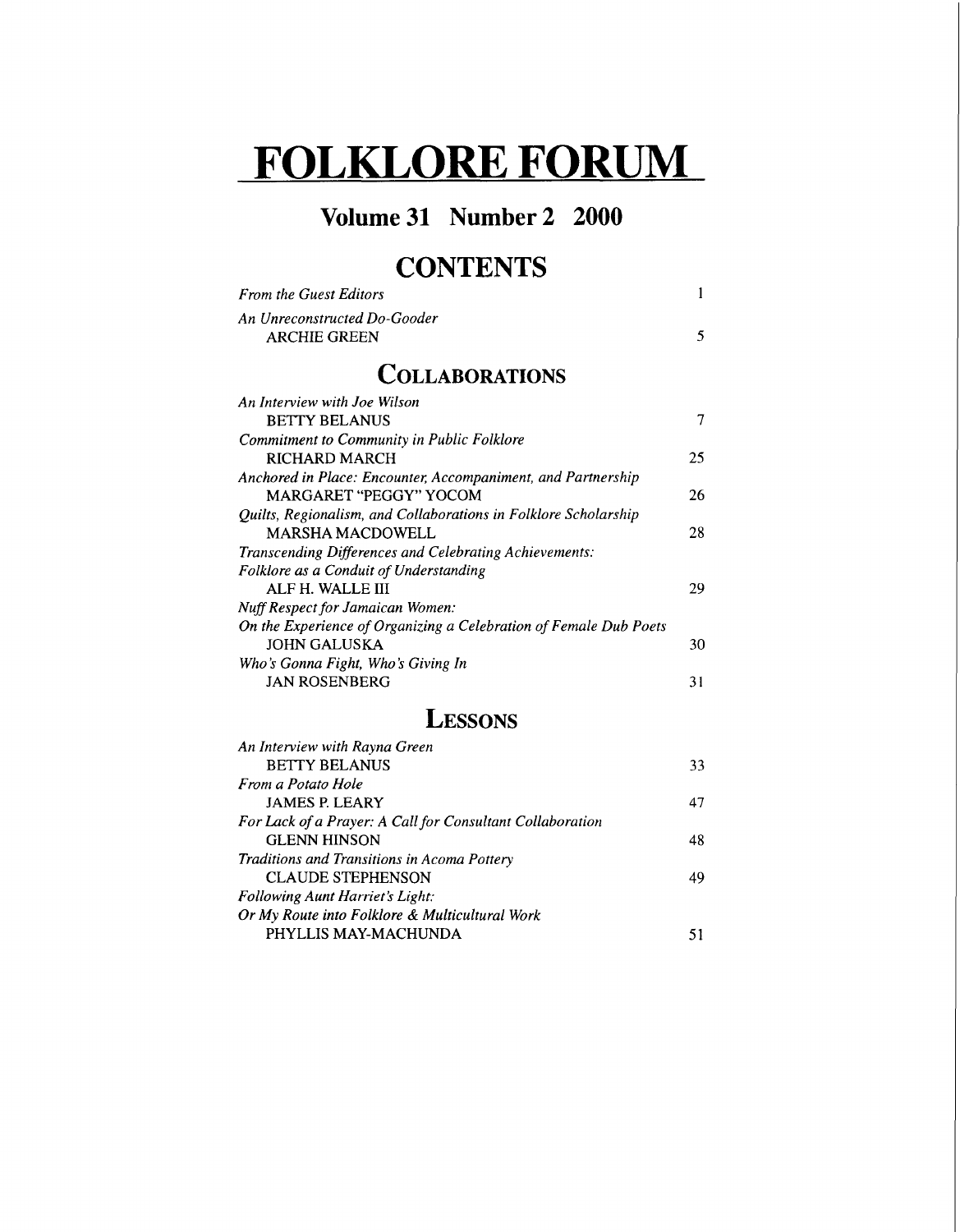# FOLKLORE FORUM

## Volume 31 Number 2 2000

## CONTENTS

| | |
|---|---|
| *From the Guest Editors* | 1 |
| *An Unreconstructed Do-Gooder*<br>ARCHIE GREEN | 5 |

## COLLABORATIONS

| | |
|---|---|
| *An Interview with Joe Wilson*<br>BETTY BELANUS | 7 |
| *Commitment to Community in Public Folklore*<br>RICHARD MARCH | 25 |
| *Anchored in Place: Encounter, Accompaniment, and Partnership*<br>MARGARET "PEGGY" YOCOM | 26 |
| *Quilts, Regionalism, and Collaborations in Folklore Scholarship*<br>MARSHA MACDOWELL | 28 |
| *Transcending Differences and Celebrating Achievements: Folklore as a Conduit of Understanding*<br>ALF H. WALLE III | 29 |
| *Nuff Respect for Jamaican Women: On the Experience of Organizing a Celebration of Female Dub Poets*<br>JOHN GALUSKA | 30 |
| *Who's Gonna Fight, Who's Giving In*<br>JAN ROSENBERG | 31 |

## LESSONS

| | |
|---|---|
| *An Interview with Rayna Green*<br>BETTY BELANUS | 33 |
| *From a Potato Hole*<br>JAMES P. LEARY | 47 |
| *For Lack of a Prayer: A Call for Consultant Collaboration*<br>GLENN HINSON | 48 |
| *Traditions and Transitions in Acoma Pottery*<br>CLAUDE STEPHENSON | 49 |
| *Following Aunt Harriet's Light: Or My Route into Folklore & Multicultural Work*<br>PHYLLIS MAY-MACHUNDA | 51 |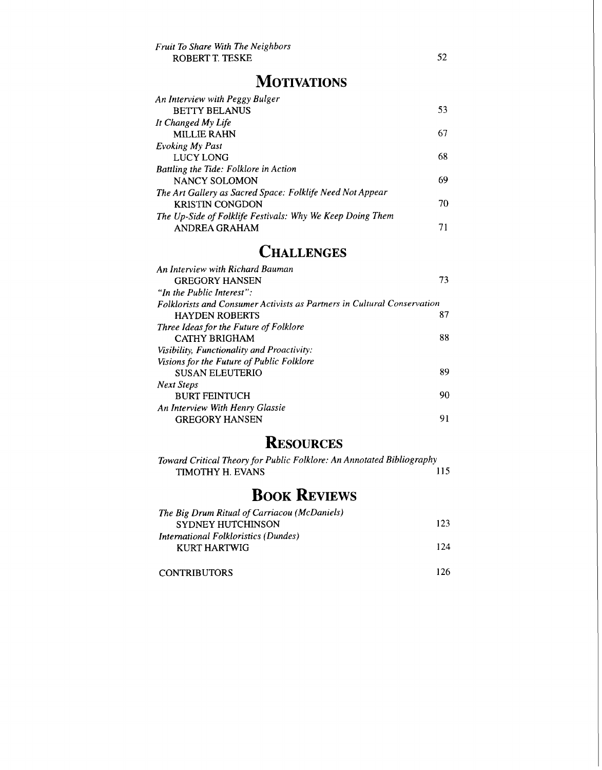*Fruit To Share With The Neighbors*
ROBERT T. TESKE 52

## Motivations

*An Interview with Peggy Bulger*
BETTY BELANUS 53

*It Changed My Life*
MILLIE RAHN 67

*Evoking My Past*
LUCY LONG 68

*Battling the Tide: Folklore in Action*
NANCY SOLOMON 69

*The Art Gallery as Sacred Space: Folklife Need Not Appear*
KRISTIN CONGDON 70

*The Up-Side of Folklife Festivals: Why We Keep Doing Them*
ANDREA GRAHAM 71

## Challenges

*An Interview with Richard Bauman*
GREGORY HANSEN 73

*"In the Public Interest": Folklorists and Consumer Activists as Partners in Cultural Conservation*
HAYDEN ROBERTS 87

*Three Ideas for the Future of Folklore*
CATHY BRIGHAM 88

*Visibility, Functionality and Proactivity: Visions for the Future of Public Folklore*
SUSAN ELEUTERIO 89

*Next Steps*
BURT FEINTUCH 90

*An Interview With Henry Glassie*
GREGORY HANSEN 91

## Resources

*Toward Critical Theory for Public Folklore: An Annotated Bibliography*
TIMOTHY H. EVANS 115

## Book Reviews

*The Big Drum Ritual of Carriacou (McDaniels)*
SYDNEY HUTCHINSON 123

*International Folkloristics (Dundes)*
KURT HARTWIG 124

CONTRIBUTORS 126